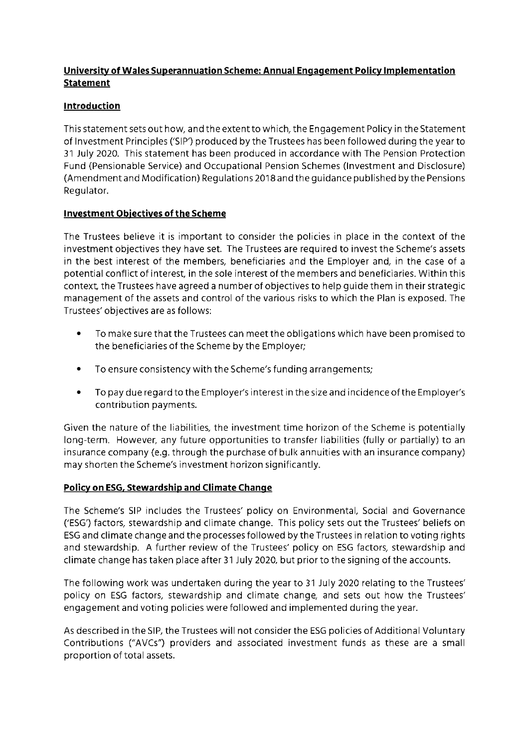# University of Wales Superannuation Scheme: Annual Engagement Policy Implementation Statement

## Introduction

This statement sets out how, and the extent to which, the Engagement Policy in the Statement of Investment Principles ('SIP') produced by the Trustees has been followed during the year to 31 July 2020. This statement has been produced in accordance with The Pension Protection Fund (Pensionable Service) and Occupational Pension Schemes (Investment and Disclosure) (Amendment and Modification) Regulations 2018 and the guidance published by the Pensions Regulator.

## Investment Objectives of the Scheme

The Trustees believe it is important to consider the policies in place in the context of the investment objectives they have set. The Trustees are required to invest the Scheme's assets in the best interest of the members, beneficiaries and the Employer and, in the case of a potential conflict of interest, in the sole interest of the members and beneficiaries. Within this context, the Trustees have agreed a number of objectives to help guide them in their strategic management of the assets and control of the various risks to which the Plan is exposed. The Trustees' objectives are as follows:

- To make sure that the Trustees can meet the obligations which have been promised to the beneficiaries of the Scheme by the Employer;
- To ensure consistency with the Scheme's funding arrangements;
- To pay due regard to the Employer's interest in the size and incidence of the Employer's contribution payments.

Given the nature of the liabilities, the investment time horizon of the Scheme is potentially long-term. However, any future opportunities to transfer liabilities (fully or partially) to an insurance company (e.g. through the purchase of bulk annuities with an insurance company) may shorten the Scheme's investment horizon significantly.

## Policy on ESG, Stewardship and Climate Change

The Scheme's SIP includes the Trustees' policy on Environmental, Social and Governance ('ESG') factors, stewardship and climate change. This policy sets out the Trustees' beliefs on ESG and climate change and the processes followed by the Trustees in relation to voting rights and stewardship. A further review of the Trustees' policy on ESG factors, stewardship and climate change has taken place after 31 July 2020, but prior to the signing of the accounts.

The following work was undertaken during the year to 31 July 2020 relating to the Trustees' policy on ESG factors, stewardship and climate change, and sets out how the Trustees' engagement and voting policies were followed and implemented during the year.

As described in the SIP, the Trustees will not consider the ESG policies of Additional Voluntary Contributions ("AVCs") providers and associated investment funds as these are a small proportion of total assets.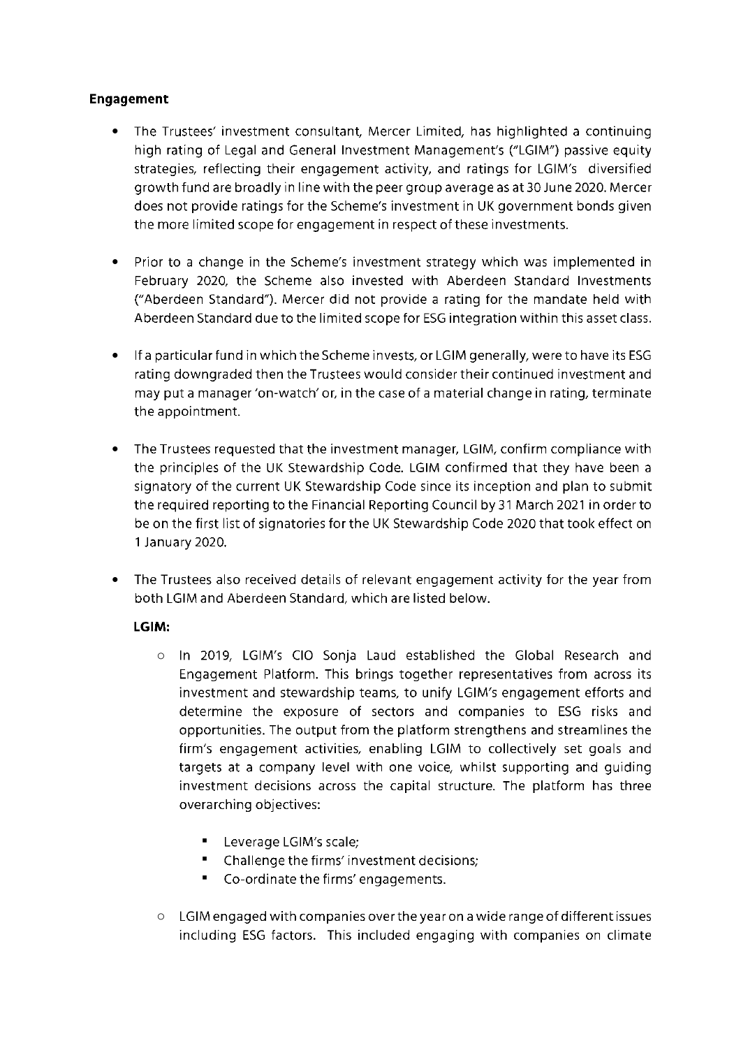**Engagement**

- The Trustees' investment consultant, Mercer Limited, has highlighted a continuing high rating of Legal and General Investment Management's ("LGIM") passive equity strategies, reflecting their engagement activity, and ratings for LGIM's diversified growth fund are broadly in line with the peer group average as at 30 June 2020. Mercer does not provide ratings for the Scheme's investment in UK government bonds given the more limited scope for engagement in respect of these investments.

- Prior to a change in the Scheme's investment strategy which was implemented in February 2020, the Scheme also invested with Aberdeen Standard Investments ("Aberdeen Standard"). Mercer did not provide a rating for the mandate held with Aberdeen Standard due to the limited scope for ESG integration within this asset class.

- If a particular fund in which the Scheme invests, or LGIM generally, were to have its ESG rating downgraded then the Trustees would consider their continued investment and may put a manager 'on-watch' or, in the case of a material change in rating, terminate the appointment.

- The Trustees requested that the investment manager, LGIM, confirm compliance with the principles of the UK Stewardship Code. LGIM confirmed that they have been a signatory of the current UK Stewardship Code since its inception and plan to submit the required reporting to the Financial Reporting Council by 31 March 2021 in order to be on the first list of signatories for the UK Stewardship Code 2020 that took effect on 1 January 2020.

- The Trustees also received details of relevant engagement activity for the year from both LGIM and Aberdeen Standard, which are listed below.

  **LGIM:**

  - In 2019, LGIM's CIO Sonja Laud established the Global Research and Engagement Platform. This brings together representatives from across its investment and stewardship teams, to unify LGIM's engagement efforts and determine the exposure of sectors and companies to ESG risks and opportunities. The output from the platform strengthens and streamlines the firm's engagement activities, enabling LGIM to collectively set goals and targets at a company level with one voice, whilst supporting and guiding investment decisions across the capital structure. The platform has three overarching objectives:

    - Leverage LGIM's scale;
    - Challenge the firms' investment decisions;
    - Co-ordinate the firms' engagements.

  - LGIM engaged with companies over the year on a wide range of different issues including ESG factors. This included engaging with companies on climate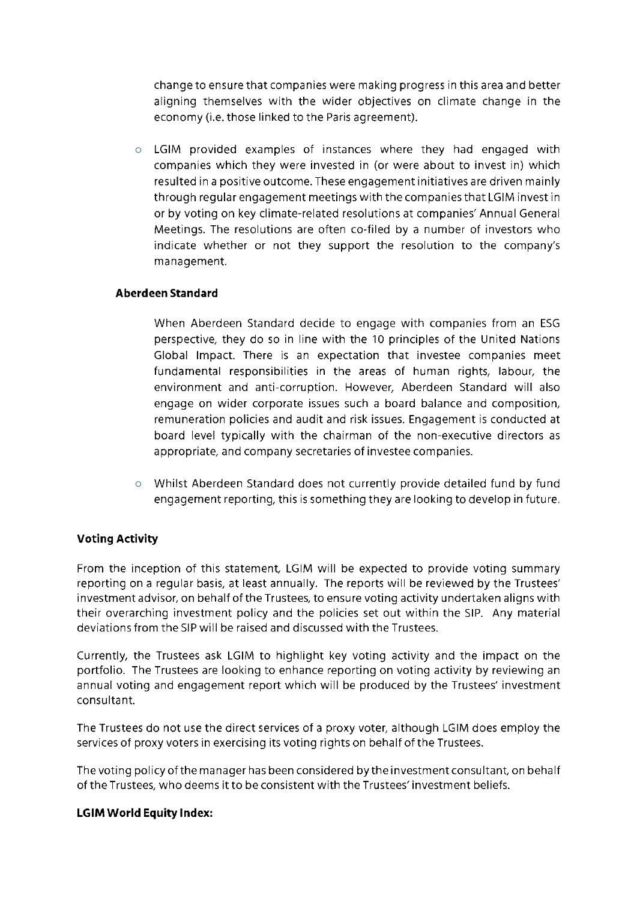change to ensure that companies were making progress in this area and better aligning themselves with the wider objectives on climate change in the economy (i.e. those linked to the Paris agreement).

- LGIM provided examples of instances where they had engaged with companies which they were invested in (or were about to invest in) which resulted in a positive outcome. These engagement initiatives are driven mainly through regular engagement meetings with the companies that LGIM invest in or by voting on key climate-related resolutions at companies' Annual General Meetings. The resolutions are often co-filed by a number of investors who indicate whether or not they support the resolution to the company's management.

**Aberdeen Standard**

When Aberdeen Standard decide to engage with companies from an ESG perspective, they do so in line with the 10 principles of the United Nations Global Impact. There is an expectation that investee companies meet fundamental responsibilities in the areas of human rights, labour, the environment and anti-corruption. However, Aberdeen Standard will also engage on wider corporate issues such a board balance and composition, remuneration policies and audit and risk issues. Engagement is conducted at board level typically with the chairman of the non-executive directors as appropriate, and company secretaries of investee companies.

- Whilst Aberdeen Standard does not currently provide detailed fund by fund engagement reporting, this is something they are looking to develop in future.

**Voting Activity**

From the inception of this statement, LGIM will be expected to provide voting summary reporting on a regular basis, at least annually. The reports will be reviewed by the Trustees' investment advisor, on behalf of the Trustees, to ensure voting activity undertaken aligns with their overarching investment policy and the policies set out within the SIP. Any material deviations from the SIP will be raised and discussed with the Trustees.

Currently, the Trustees ask LGIM to highlight key voting activity and the impact on the portfolio. The Trustees are looking to enhance reporting on voting activity by reviewing an annual voting and engagement report which will be produced by the Trustees' investment consultant.

The Trustees do not use the direct services of a proxy voter, although LGIM does employ the services of proxy voters in exercising its voting rights on behalf of the Trustees.

The voting policy of the manager has been considered by the investment consultant, on behalf of the Trustees, who deems it to be consistent with the Trustees' investment beliefs.

**LGIM World Equity Index:**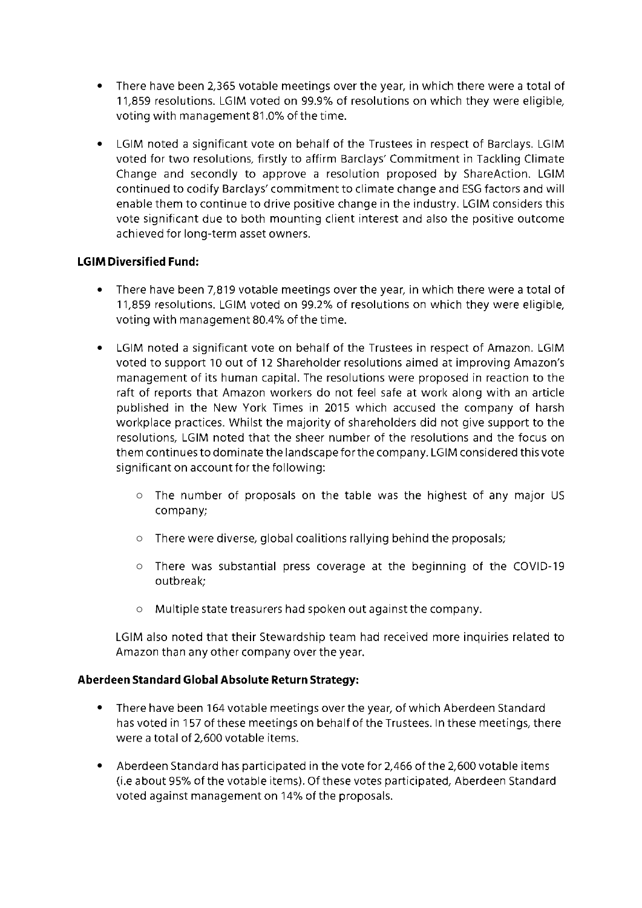- There have been 2,365 votable meetings over the year, in which there were a total of 11,859 resolutions. LGIM voted on 99.9% of resolutions on which they were eligible, voting with management 81.0% of the time.

- LGIM noted a significant vote on behalf of the Trustees in respect of Barclays. LGIM voted for two resolutions, firstly to affirm Barclays' Commitment in Tackling Climate Change and secondly to approve a resolution proposed by ShareAction. LGIM continued to codify Barclays' commitment to climate change and ESG factors and will enable them to continue to drive positive change in the industry. LGIM considers this vote significant due to both mounting client interest and also the positive outcome achieved for long-term asset owners.

**LGIM Diversified Fund:**

- There have been 7,819 votable meetings over the year, in which there were a total of 11,859 resolutions. LGIM voted on 99.2% of resolutions on which they were eligible, voting with management 80.4% of the time.

- LGIM noted a significant vote on behalf of the Trustees in respect of Amazon. LGIM voted to support 10 out of 12 Shareholder resolutions aimed at improving Amazon's management of its human capital. The resolutions were proposed in reaction to the raft of reports that Amazon workers do not feel safe at work along with an article published in the New York Times in 2015 which accused the company of harsh workplace practices. Whilst the majority of shareholders did not give support to the resolutions, LGIM noted that the sheer number of the resolutions and the focus on them continues to dominate the landscape for the company. LGIM considered this vote significant on account for the following:

  - The number of proposals on the table was the highest of any major US company;
  - There were diverse, global coalitions rallying behind the proposals;
  - There was substantial press coverage at the beginning of the COVID-19 outbreak;
  - Multiple state treasurers had spoken out against the company.

  LGIM also noted that their Stewardship team had received more inquiries related to Amazon than any other company over the year.

**Aberdeen Standard Global Absolute Return Strategy:**

- There have been 164 votable meetings over the year, of which Aberdeen Standard has voted in 157 of these meetings on behalf of the Trustees. In these meetings, there were a total of 2,600 votable items.

- Aberdeen Standard has participated in the vote for 2,466 of the 2,600 votable items (i.e about 95% of the votable items). Of these votes participated, Aberdeen Standard voted against management on 14% of the proposals.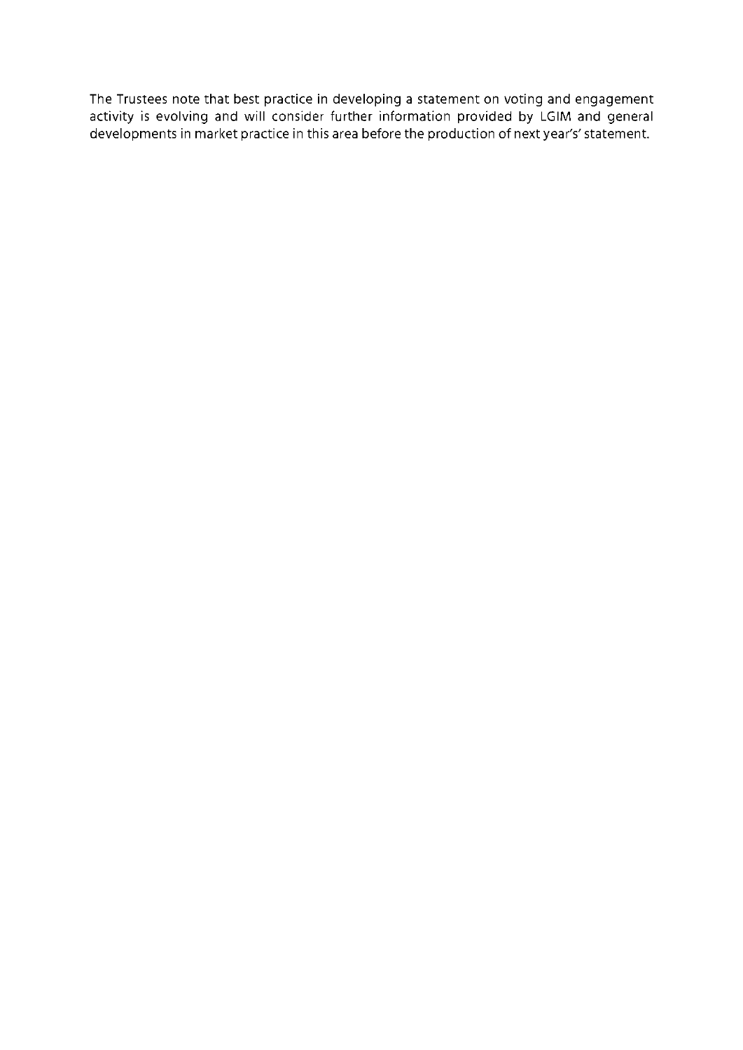The Trustees note that best practice in developing a statement on voting and engagement activity is evolving and will consider further information provided by LGIM and general developments in market practice in this area before the production of next year's' statement.